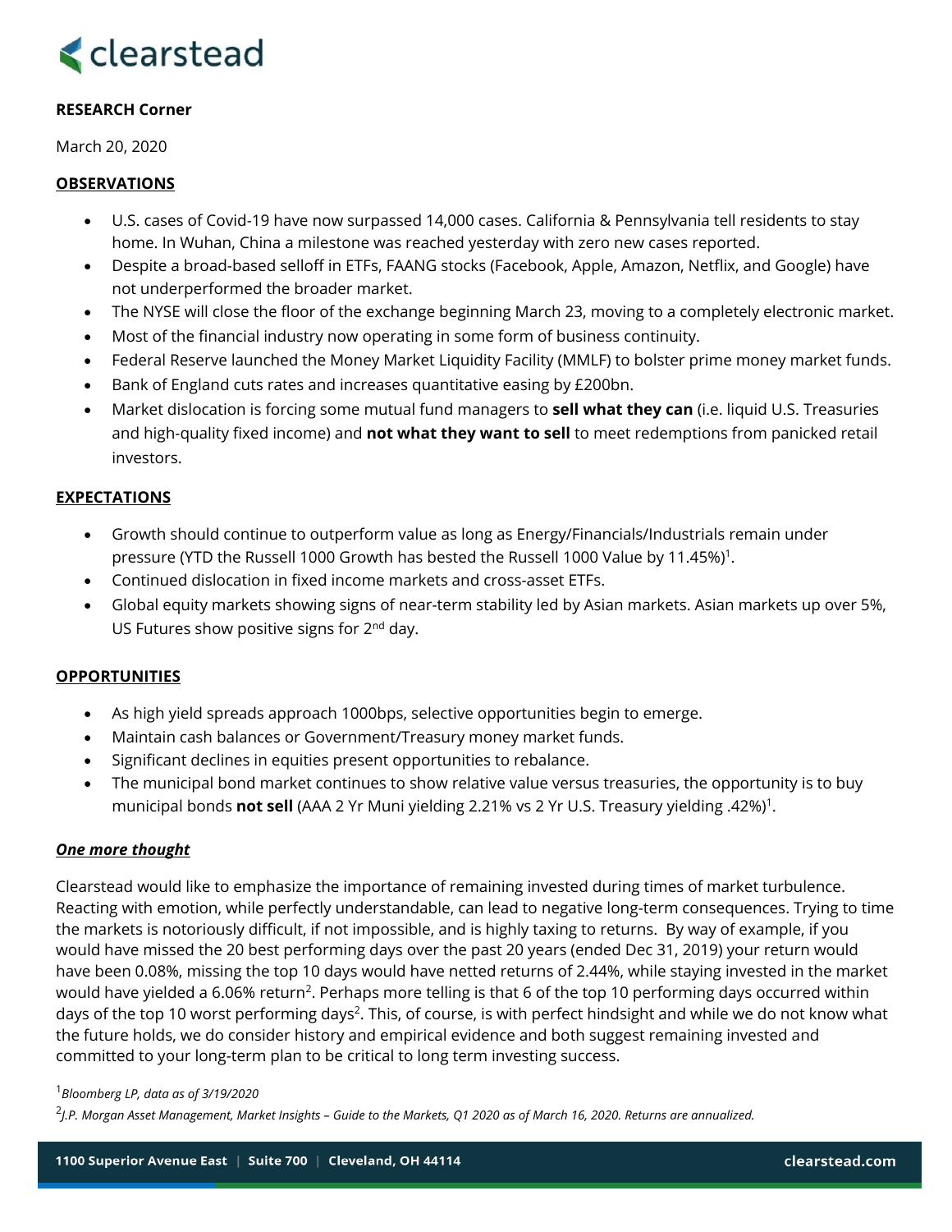clearstead

**RESEARCH Corner**

March 20, 2020

## OBSERVATIONS

- U.S. cases of Covid-19 have now surpassed 14,000 cases. California & Pennsylvania tell residents to stay home. In Wuhan, China a milestone was reached yesterday with zero new cases reported.
- Despite a broad-based selloff in ETFs, FAANG stocks (Facebook, Apple, Amazon, Netflix, and Google) have not underperformed the broader market.
- The NYSE will close the floor of the exchange beginning March 23, moving to a completely electronic market.
- Most of the financial industry now operating in some form of business continuity.
- Federal Reserve launched the Money Market Liquidity Facility (MMLF) to bolster prime money market funds.
- Bank of England cuts rates and increases quantitative easing by £200bn.
- Market dislocation is forcing some mutual fund managers to **sell what they can** (i.e. liquid U.S. Treasuries and high-quality fixed income) and **not what they want to sell** to meet redemptions from panicked retail investors.

## EXPECTATIONS

- Growth should continue to outperform value as long as Energy/Financials/Industrials remain under pressure (YTD the Russell 1000 Growth has bested the Russell 1000 Value by 11.45%)[1].
- Continued dislocation in fixed income markets and cross-asset ETFs.
- Global equity markets showing signs of near-term stability led by Asian markets. Asian markets up over 5%, US Futures show positive signs for 2nd day.

## OPPORTUNITIES

- As high yield spreads approach 1000bps, selective opportunities begin to emerge.
- Maintain cash balances or Government/Treasury money market funds.
- Significant declines in equities present opportunities to rebalance.
- The municipal bond market continues to show relative value versus treasuries, the opportunity is to buy municipal bonds **not sell** (AAA 2 Yr Muni yielding 2.21% vs 2 Yr U.S. Treasury yielding .42%)[1].

### ***One more thought***

Clearstead would like to emphasize the importance of remaining invested during times of market turbulence. Reacting with emotion, while perfectly understandable, can lead to negative long-term consequences. Trying to time the markets is notoriously difficult, if not impossible, and is highly taxing to returns. By way of example, if you would have missed the 20 best performing days over the past 20 years (ended Dec 31, 2019) your return would have been 0.08%, missing the top 10 days would have netted returns of 2.44%, while staying invested in the market would have yielded a 6.06% return[2]. Perhaps more telling is that 6 of the top 10 performing days occurred within days of the top 10 worst performing days[2]. This, of course, is with perfect hindsight and while we do not know what the future holds, we do consider history and empirical evidence and both suggest remaining invested and committed to your long-term plan to be critical to long term investing success.

[1]*Bloomberg LP, data as of 3/19/2020*

[2]*J.P. Morgan Asset Management, Market Insights – Guide to the Markets, Q1 2020 as of March 16, 2020. Returns are annualized.*

1100 Superior Avenue East | Suite 700 | Cleveland, OH 44114 clearstead.com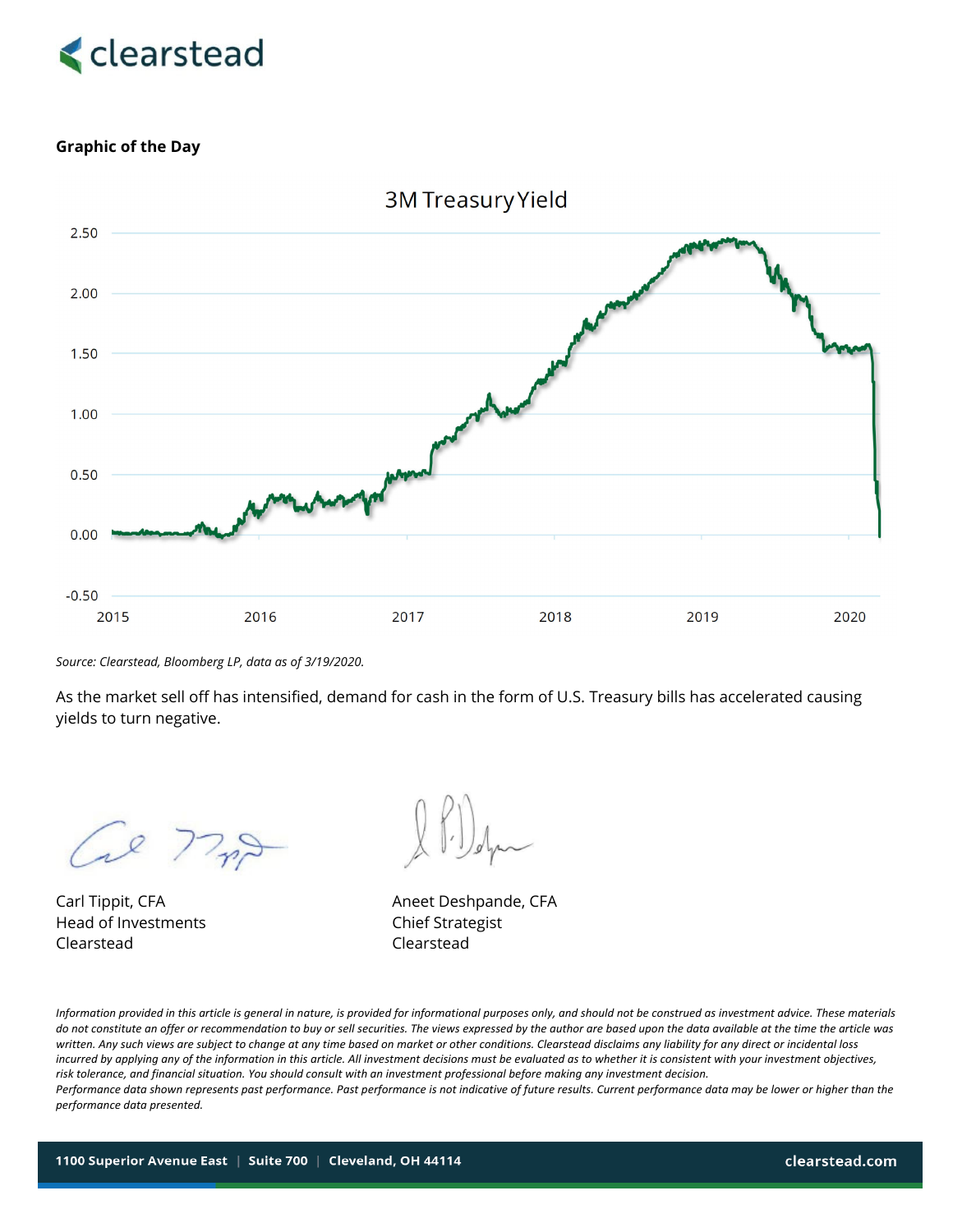**Graphic of the Day**

3M Treasury Yield

2.50
2.00
1.50
1.00
0.50
0.00
-0.50

2015
2016
2017
2018
2019
2020

*Source: Clearstead, Bloomberg LP, data as of 3/19/2020.*

As the market sell off has intensified, demand for cash in the form of U.S. Treasury bills has accelerated causing yields to turn negative.

Carl Tippit, CFA
Head of Investments
Clearstead

Aneet Deshpande, CFA
Chief Strategist
Clearstead

*Information provided in this article is general in nature, is provided for informational purposes only, and should not be construed as investment advice. These materials do not constitute an offer or recommendation to buy or sell securities. The views expressed by the author are based upon the data available at the time the article was written. Any such views are subject to change at any time based on market or other conditions. Clearstead disclaims any liability for any direct or incidental loss incurred by applying any of the information in this article. All investment decisions must be evaluated as to whether it is consistent with your investment objectives, risk tolerance, and financial situation. You should consult with an investment professional before making any investment decision.*
*Performance data shown represents past performance. Past performance is not indicative of future results. Current performance data may be lower or higher than the performance data presented.*

**1100 Superior Avenue East | Suite 700 | Cleveland, OH 44114** **clearstead.com**